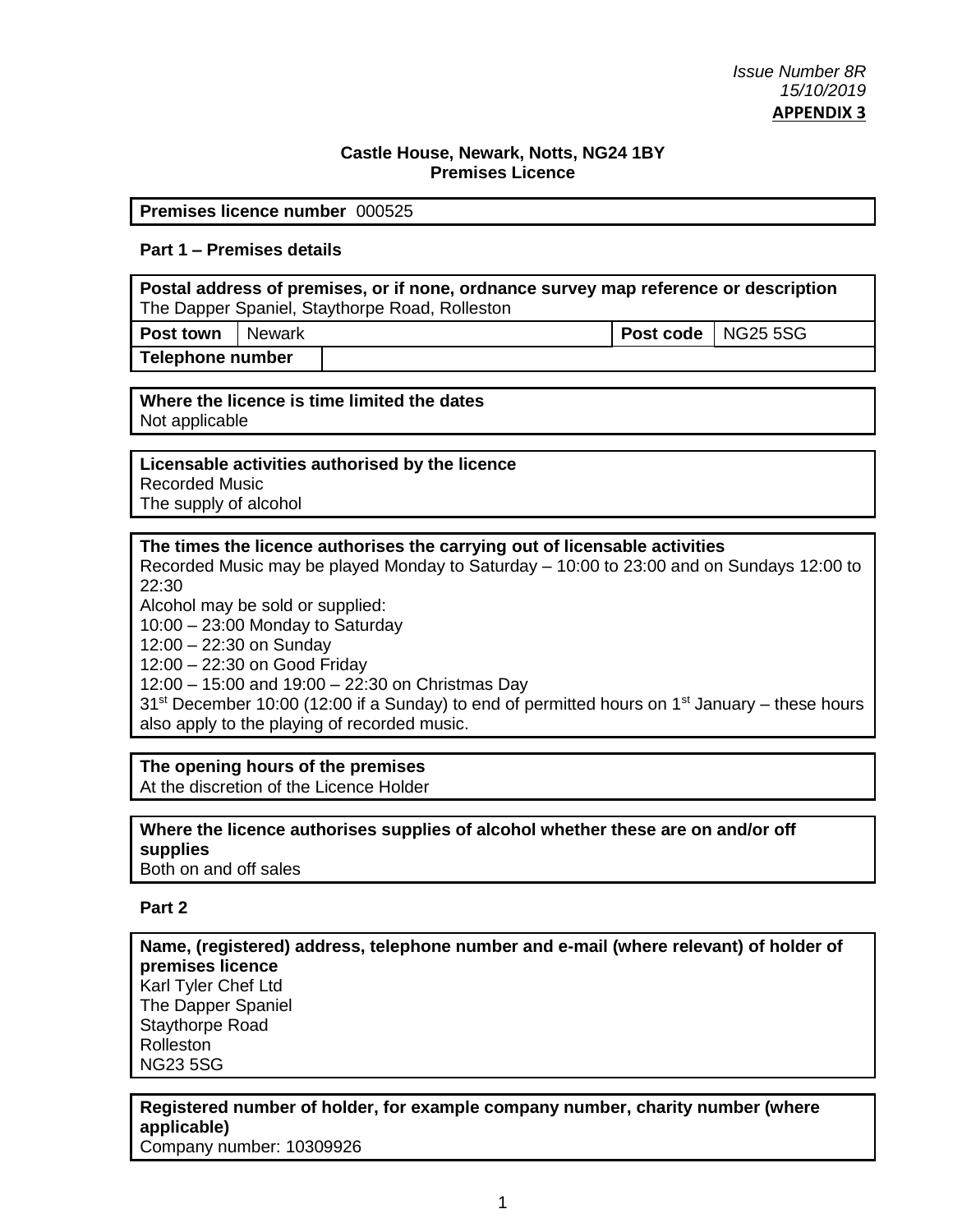*Issue Number 8R*
*15/10/2019*
**APPENDIX 3**

**Castle House, Newark, Notts, NG24 1BY**
**Premises Licence**

| **Premises licence number** 000525 |
|---|

**Part 1 – Premises details**

| **Postal address of premises, or if none, ordnance survey map reference or description** The Dapper Spaniel, Staythorpe Road, Rolleston | | | |
|---|---|---|---|
| **Post town** | Newark | **Post code** | NG25 5SG |
| **Telephone number** | | | |

**Where the licence is time limited the dates**
Not applicable

**Licensable activities authorised by the licence**
Recorded Music
The supply of alcohol

**The times the licence authorises the carrying out of licensable activities**
Recorded Music may be played Monday to Saturday – 10:00 to 23:00 and on Sundays 12:00 to 22:30
Alcohol may be sold or supplied:
10:00 – 23:00 Monday to Saturday
12:00 – 22:30 on Sunday
12:00 – 22:30 on Good Friday
12:00 – 15:00 and 19:00 – 22:30 on Christmas Day
31st December 10:00 (12:00 if a Sunday) to end of permitted hours on 1st January – these hours also apply to the playing of recorded music.

**The opening hours of the premises**
At the discretion of the Licence Holder

**Where the licence authorises supplies of alcohol whether these are on and/or off supplies**
Both on and off sales

**Part 2**

**Name, (registered) address, telephone number and e-mail (where relevant) of holder of premises licence**
Karl Tyler Chef Ltd
The Dapper Spaniel
Staythorpe Road
Rolleston
NG23 5SG

**Registered number of holder, for example company number, charity number (where applicable)**
Company number: 10309926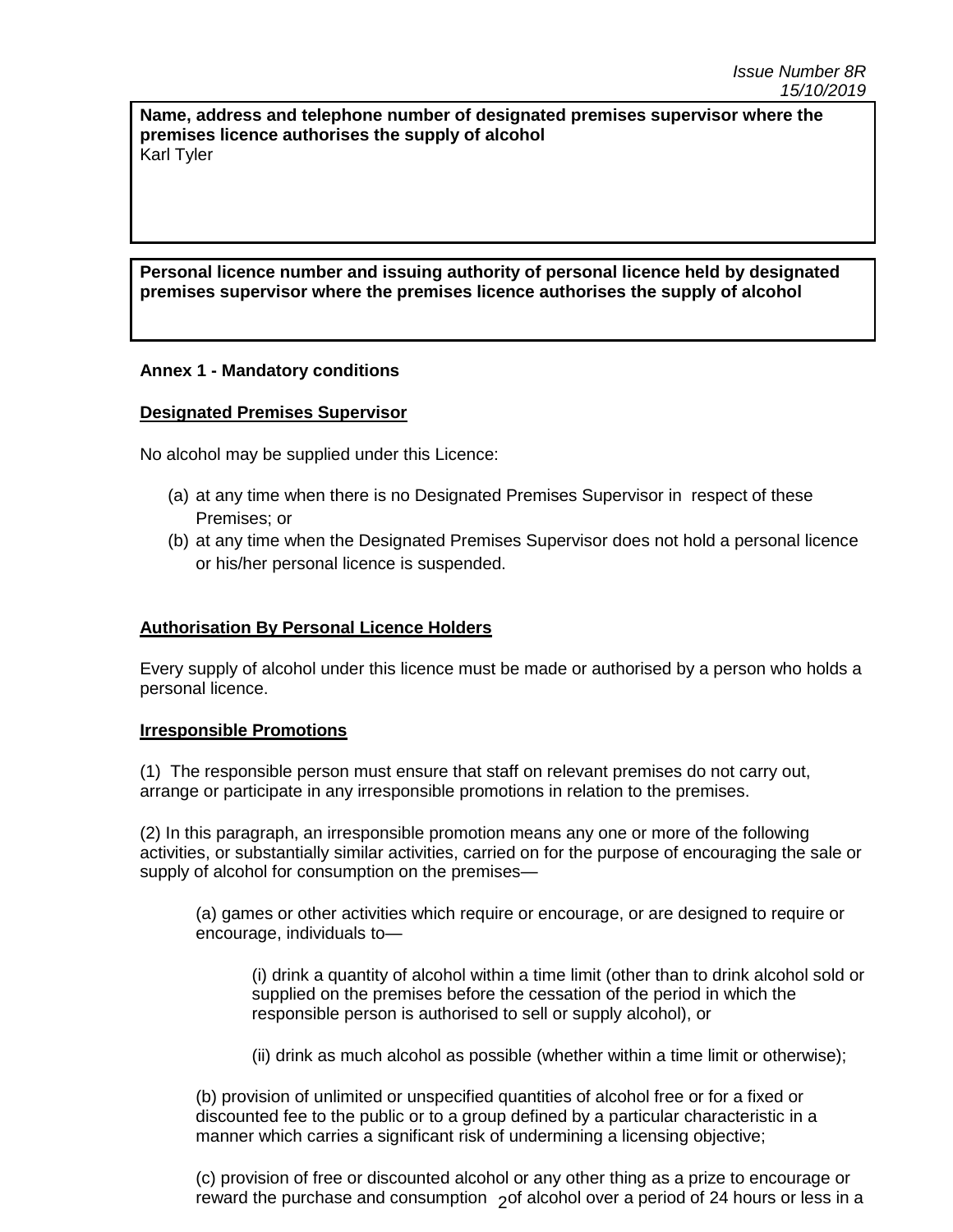**Name, address and telephone number of designated premises supervisor where the premises licence authorises the supply of alcohol**
Karl Tyler

**Personal licence number and issuing authority of personal licence held by designated premises supervisor where the premises licence authorises the supply of alcohol**

**Annex 1 - Mandatory conditions**

**Designated Premises Supervisor**

No alcohol may be supplied under this Licence:

(a) at any time when there is no Designated Premises Supervisor in respect of these Premises; or
(b) at any time when the Designated Premises Supervisor does not hold a personal licence or his/her personal licence is suspended.

**Authorisation By Personal Licence Holders**

Every supply of alcohol under this licence must be made or authorised by a person who holds a personal licence.

**Irresponsible Promotions**

(1) The responsible person must ensure that staff on relevant premises do not carry out, arrange or participate in any irresponsible promotions in relation to the premises.

(2) In this paragraph, an irresponsible promotion means any one or more of the following activities, or substantially similar activities, carried on for the purpose of encouraging the sale or supply of alcohol for consumption on the premises—

(a) games or other activities which require or encourage, or are designed to require or encourage, individuals to—

(i) drink a quantity of alcohol within a time limit (other than to drink alcohol sold or supplied on the premises before the cessation of the period in which the responsible person is authorised to sell or supply alcohol), or

(ii) drink as much alcohol as possible (whether within a time limit or otherwise);

(b) provision of unlimited or unspecified quantities of alcohol free or for a fixed or discounted fee to the public or to a group defined by a particular characteristic in a manner which carries a significant risk of undermining a licensing objective;

(c) provision of free or discounted alcohol or any other thing as a prize to encourage or reward the purchase and consumption of alcohol over a period of 24 hours or less in a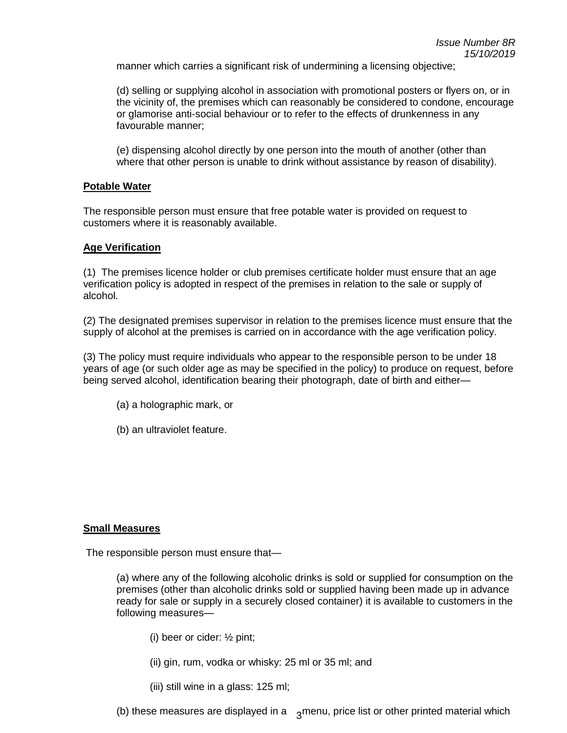manner which carries a significant risk of undermining a licensing objective;

(d) selling or supplying alcohol in association with promotional posters or flyers on, or in the vicinity of, the premises which can reasonably be considered to condone, encourage or glamorise anti-social behaviour or to refer to the effects of drunkenness in any favourable manner;

(e) dispensing alcohol directly by one person into the mouth of another (other than where that other person is unable to drink without assistance by reason of disability).

**Potable Water**

The responsible person must ensure that free potable water is provided on request to customers where it is reasonably available.

**Age Verification**

(1) The premises licence holder or club premises certificate holder must ensure that an age verification policy is adopted in respect of the premises in relation to the sale or supply of alcohol.

(2) The designated premises supervisor in relation to the premises licence must ensure that the supply of alcohol at the premises is carried on in accordance with the age verification policy.

(3) The policy must require individuals who appear to the responsible person to be under 18 years of age (or such older age as may be specified in the policy) to produce on request, before being served alcohol, identification bearing their photograph, date of birth and either—

(a) a holographic mark, or

(b) an ultraviolet feature.

**Small Measures**

The responsible person must ensure that—

(a) where any of the following alcoholic drinks is sold or supplied for consumption on the premises (other than alcoholic drinks sold or supplied having been made up in advance ready for sale or supply in a securely closed container) it is available to customers in the following measures—

(i) beer or cider: ½ pint;

(ii) gin, rum, vodka or whisky: 25 ml or 35 ml; and

(iii) still wine in a glass: 125 ml;

(b) these measures are displayed in a menu, price list or other printed material which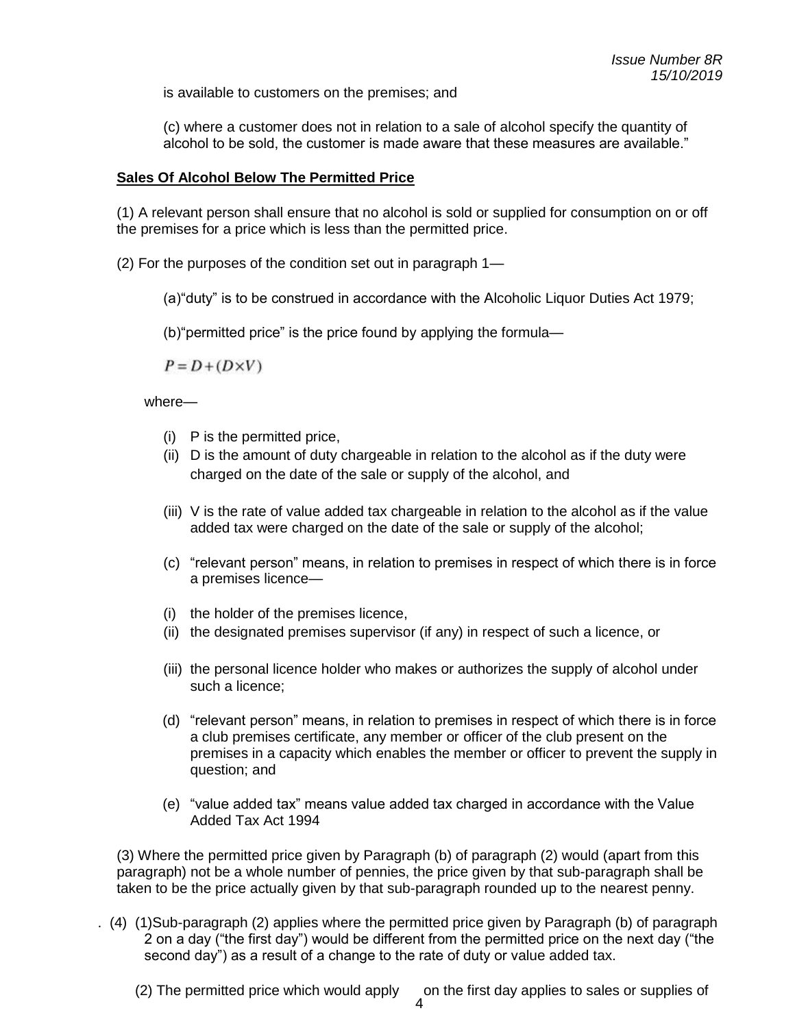is available to customers on the premises; and

(c) where a customer does not in relation to a sale of alcohol specify the quantity of alcohol to be sold, the customer is made aware that these measures are available."

**Sales Of Alcohol Below The Permitted Price**

(1) A relevant person shall ensure that no alcohol is sold or supplied for consumption on or off the premises for a price which is less than the permitted price.

(2) For the purposes of the condition set out in paragraph 1—

(a)"duty" is to be construed in accordance with the Alcoholic Liquor Duties Act 1979;

(b)"permitted price" is the price found by applying the formula—

$$P = D + (D \times V)$$

where—

(i) P is the permitted price,

(ii) D is the amount of duty chargeable in relation to the alcohol as if the duty were charged on the date of the sale or supply of the alcohol, and

(iii) V is the rate of value added tax chargeable in relation to the alcohol as if the value added tax were charged on the date of the sale or supply of the alcohol;

(c) "relevant person" means, in relation to premises in respect of which there is in force a premises licence—

(i) the holder of the premises licence,

(ii) the designated premises supervisor (if any) in respect of such a licence, or

(iii) the personal licence holder who makes or authorizes the supply of alcohol under such a licence;

(d) "relevant person" means, in relation to premises in respect of which there is in force a club premises certificate, any member or officer of the club present on the premises in a capacity which enables the member or officer to prevent the supply in question; and

(e) "value added tax" means value added tax charged in accordance with the Value Added Tax Act 1994

(3) Where the permitted price given by Paragraph (b) of paragraph (2) would (apart from this paragraph) not be a whole number of pennies, the price given by that sub-paragraph shall be taken to be the price actually given by that sub-paragraph rounded up to the nearest penny.

(4) (1)Sub-paragraph (2) applies where the permitted price given by Paragraph (b) of paragraph 2 on a day ("the first day") would be different from the permitted price on the next day ("the second day") as a result of a change to the rate of duty or value added tax.

(2) The permitted price which would apply on the first day applies to sales or supplies of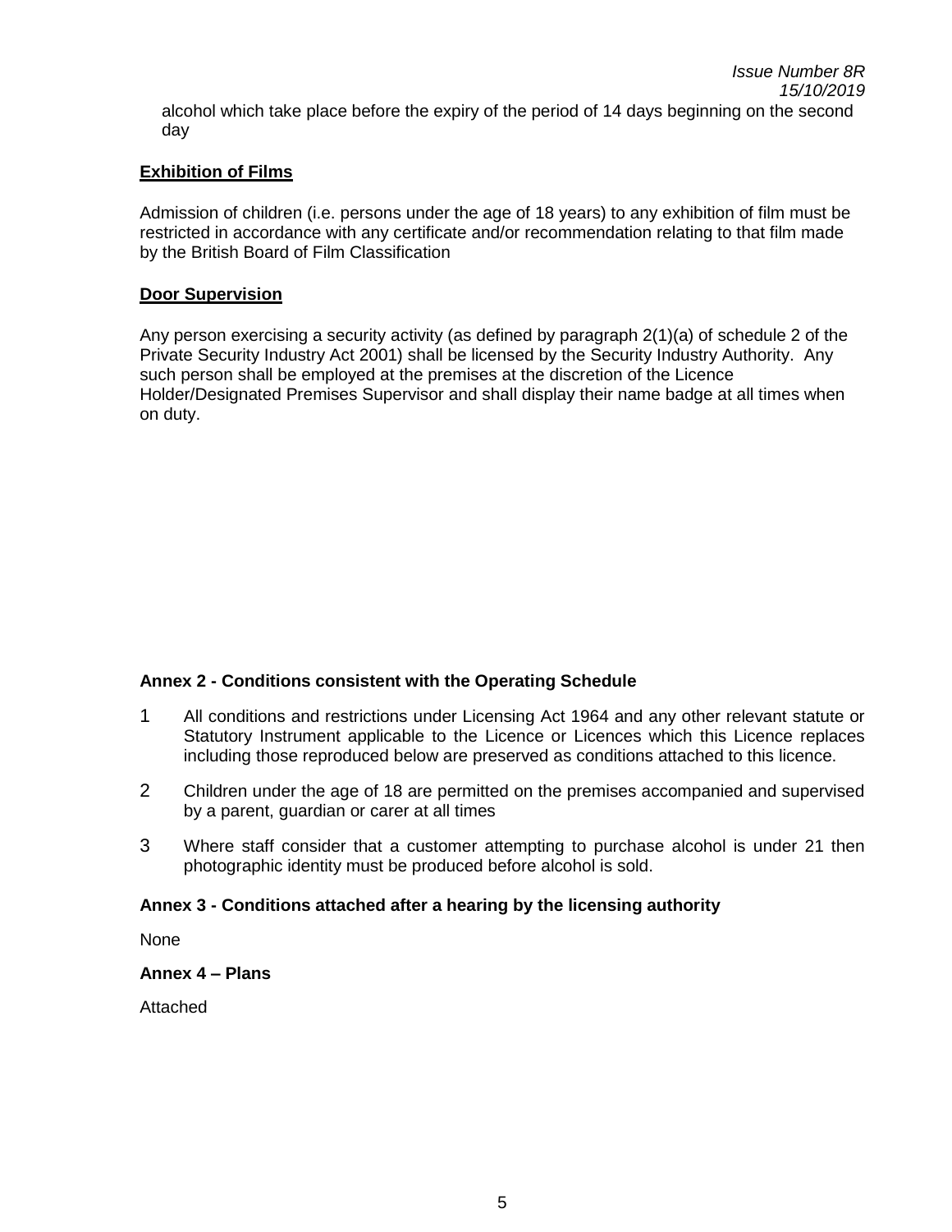alcohol which take place before the expiry of the period of 14 days beginning on the second day

**Exhibition of Films**

Admission of children (i.e. persons under the age of 18 years) to any exhibition of film must be restricted in accordance with any certificate and/or recommendation relating to that film made by the British Board of Film Classification

**Door Supervision**

Any person exercising a security activity (as defined by paragraph 2(1)(a) of schedule 2 of the Private Security Industry Act 2001) shall be licensed by the Security Industry Authority. Any such person shall be employed at the premises at the discretion of the Licence Holder/Designated Premises Supervisor and shall display their name badge at all times when on duty.

**Annex 2 - Conditions consistent with the Operating Schedule**

1 All conditions and restrictions under Licensing Act 1964 and any other relevant statute or Statutory Instrument applicable to the Licence or Licences which this Licence replaces including those reproduced below are preserved as conditions attached to this licence.

2 Children under the age of 18 are permitted on the premises accompanied and supervised by a parent, guardian or carer at all times

3 Where staff consider that a customer attempting to purchase alcohol is under 21 then photographic identity must be produced before alcohol is sold.

**Annex 3 - Conditions attached after a hearing by the licensing authority**

None

**Annex 4 – Plans**

Attached